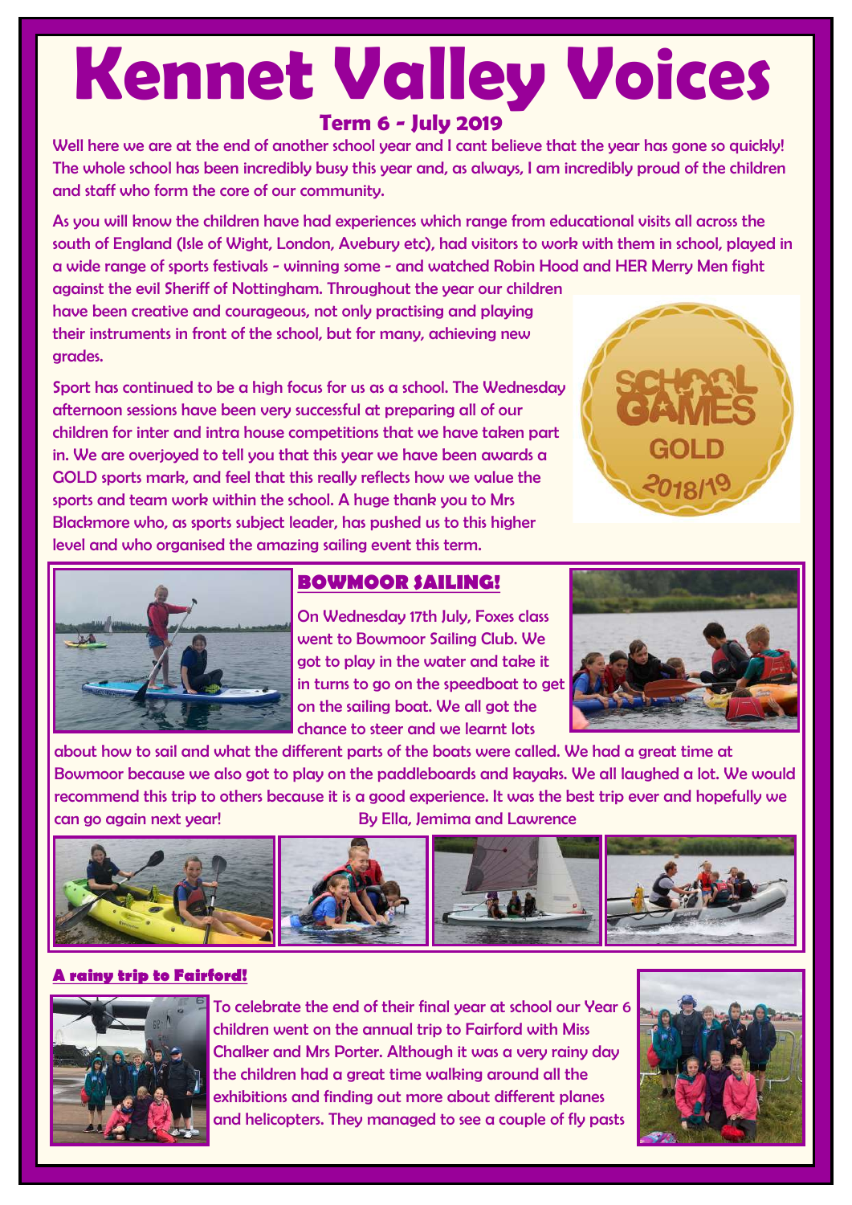# Kennet Valley Voices

## Term 6 - July 2019

Well here we are at the end of another school year and I cant believe that the year has gone so quickly! The whole school has been incredibly busy this year and, as always, I am incredibly proud of the children and staff who form the core of our community.

As you will know the children have had experiences which range from educational visits all across the south of England (Isle of Wight, London, Avebury etc), had visitors to work with them in school, played in a wide range of sports festivals - winning some - and watched Robin Hood and HER Merry Men fight against the evil Sheriff of Nottingham. Throughout the year our children have been creative and courageous, not only practising and playing their instruments in front of the school, but for many, achieving new grades.

Sport has continued to be a high focus for us as a school. The Wednesday afternoon sessions have been very successful at preparing all of our children for inter and intra house competitions that we have taken part in. We are overjoyed to tell you that this year we have been awards a GOLD sports mark, and feel that this really reflects how we value the sports and team work within the school. A huge thank you to Mrs Blackmore who, as sports subject leader, has pushed us to this higher level and who organised the amazing sailing event this term.

### BOWMOOR SAILING!

On Wednesday 17th July, Foxes class went to Bowmoor Sailing Club. We got to play in the water and take it in turns to go on the speedboat to get on the sailing boat. We all got the chance to steer and we learnt lots about how to sail and what the different parts of the boats were called. We had a great time at Bowmoor because we also got to play on the paddleboards and kayaks. We all laughed a lot. We would recommend this trip to others because it is a good experience. It was the best trip ever and hopefully we can go again next year! By Ella, Jemima and Lawrence

### A rainy trip to Fairford!

To celebrate the end of their final year at school our Year 6 children went on the annual trip to Fairford with Miss Chalker and Mrs Porter. Although it was a very rainy day the children had a great time walking around all the exhibitions and finding out more about different planes and helicopters. They managed to see a couple of fly pasts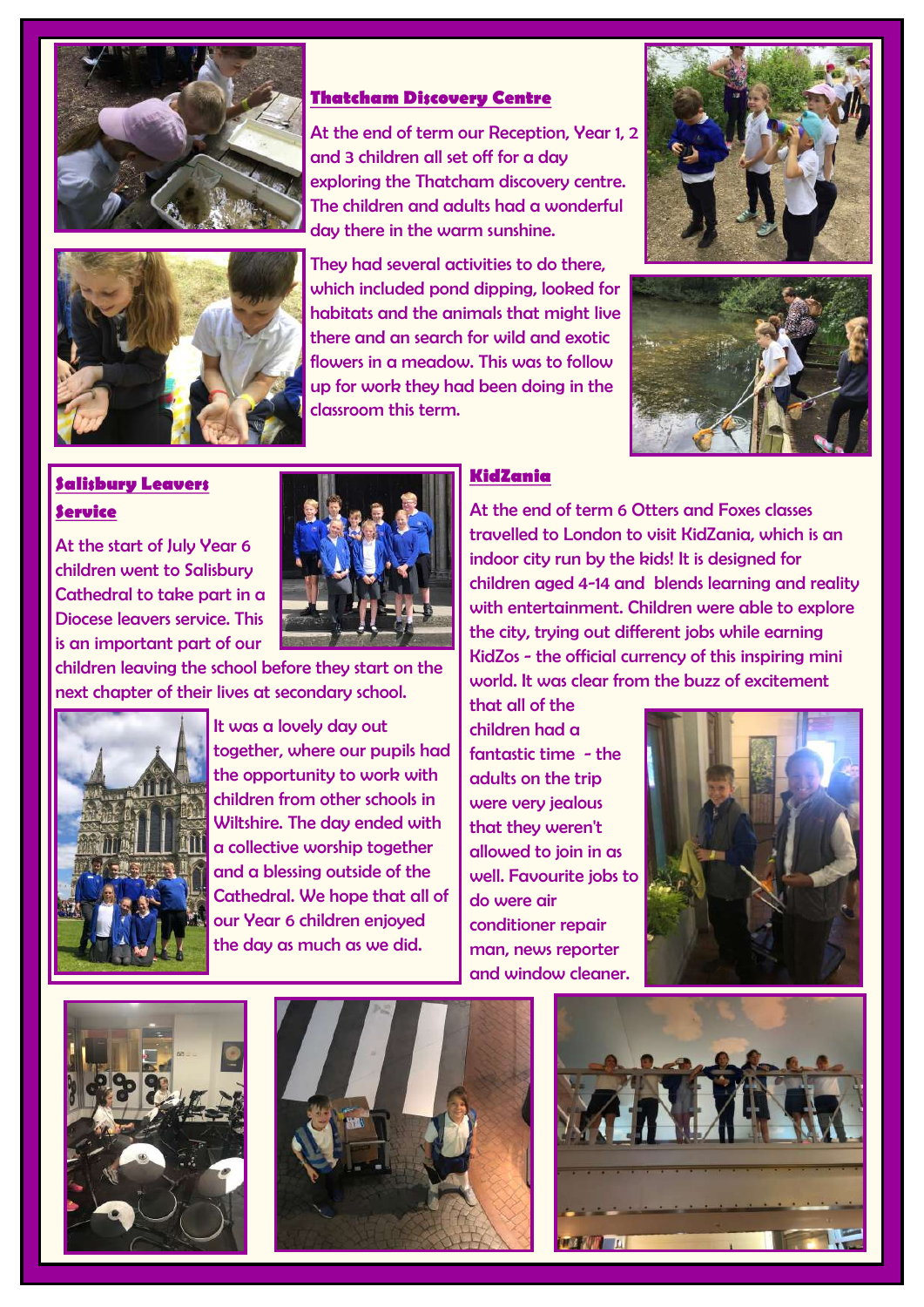## Thatcham Discovery Centre

At the end of term our Reception, Year 1, 2 and 3 children all set off for a day exploring the Thatcham discovery centre. The children and adults had a wonderful day there in the warm sunshine.

They had several activities to do there, which included pond dipping, looked for habitats and the animals that might live there and an search for wild and exotic flowers in a meadow. This was to follow up for work they had been doing in the classroom this term.

## Salisbury Leavers Service

At the start of July Year 6 children went to Salisbury Cathedral to take part in a Diocese leavers service. This is an important part of our children leaving the school before they start on the next chapter of their lives at secondary school.

It was a lovely day out together, where our pupils had the opportunity to work with children from other schools in Wiltshire. The day ended with a collective worship together and a blessing outside of the Cathedral. We hope that all of our Year 6 children enjoyed the day as much as we did.

## KidZania

At the end of term 6 Otters and Foxes classes travelled to London to visit KidZania, which is an indoor city run by the kids! It is designed for children aged 4-14 and blends learning and reality with entertainment. Children were able to explore the city, trying out different jobs while earning KidZos - the official currency of this inspiring mini world. It was clear from the buzz of excitement that all of the children had a fantastic time - the adults on the trip were very jealous that they weren't allowed to join in as well. Favourite jobs to do were air conditioner repair man, news reporter and window cleaner.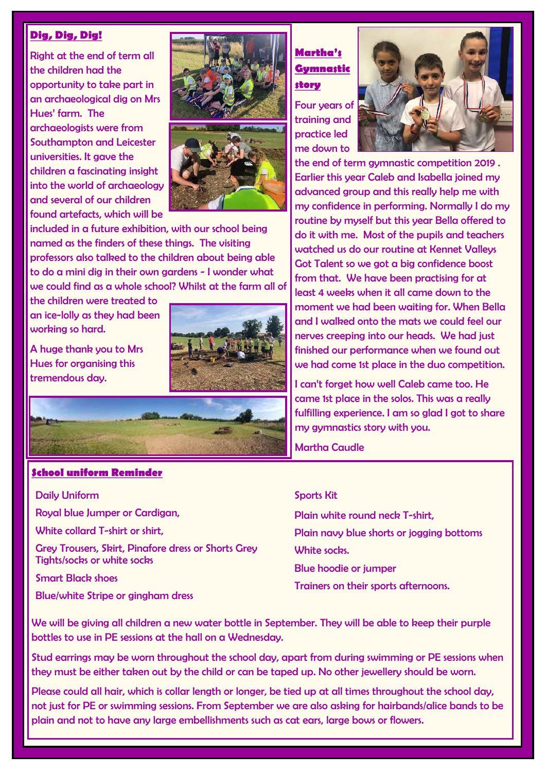## Dig, Dig, Dig!

Right at the end of term all the children had the opportunity to take part in an archaeological dig on Mrs Hues' farm. The archaeologists were from Southampton and Leicester universities. It gave the children a fascinating insight into the world of archaeology and several of our children found artefacts, which will be included in a future exhibition, with our school being named as the finders of these things. The visiting professors also talked to the children about being able to do a mini dig in their own gardens - I wonder what we could find as a whole school? Whilst at the farm all of the children were treated to an ice-lolly as they had been working so hard.

A huge thank you to Mrs Hues for organising this tremendous day.

## Martha's Gymnastic story

Four years of training and practice led me down to the end of term gymnastic competition 2019 . Earlier this year Caleb and Isabella joined my advanced group and this really help me with my confidence in performing. Normally I do my routine by myself but this year Bella offered to do it with me. Most of the pupils and teachers watched us do our routine at Kennet Valleys Got Talent so we got a big confidence boost from that. We have been practising for at least 4 weeks when it all came down to the moment we had been waiting for. When Bella and I walked onto the mats we could feel our nerves creeping into our heads. We had just finished our performance when we found out we had come 1st place in the duo competition.

I can't forget how well Caleb came too. He came 1st place in the solos. This was a really fulfilling experience. I am so glad I got to share my gymnastics story with you.

Martha Caudle

## School uniform Reminder

Daily Uniform

Royal blue Jumper or Cardigan,

White collard T-shirt or shirt,

Grey Trousers, Skirt, Pinafore dress or Shorts Grey Tights/socks or white socks

Smart Black shoes

Blue/white Stripe or gingham dress

Sports Kit

Plain white round neck T-shirt,

Plain navy blue shorts or jogging bottoms

White socks.

Blue hoodie or jumper

Trainers on their sports afternoons.

We will be giving all children a new water bottle in September. They will be able to keep their purple bottles to use in PE sessions at the hall on a Wednesday.

Stud earrings may be worn throughout the school day, apart from during swimming or PE sessions when they must be either taken out by the child or can be taped up. No other jewellery should be worn.

Please could all hair, which is collar length or longer, be tied up at all times throughout the school day, not just for PE or swimming sessions. From September we are also asking for hairbands/alice bands to be plain and not to have any large embellishments such as cat ears, large bows or flowers.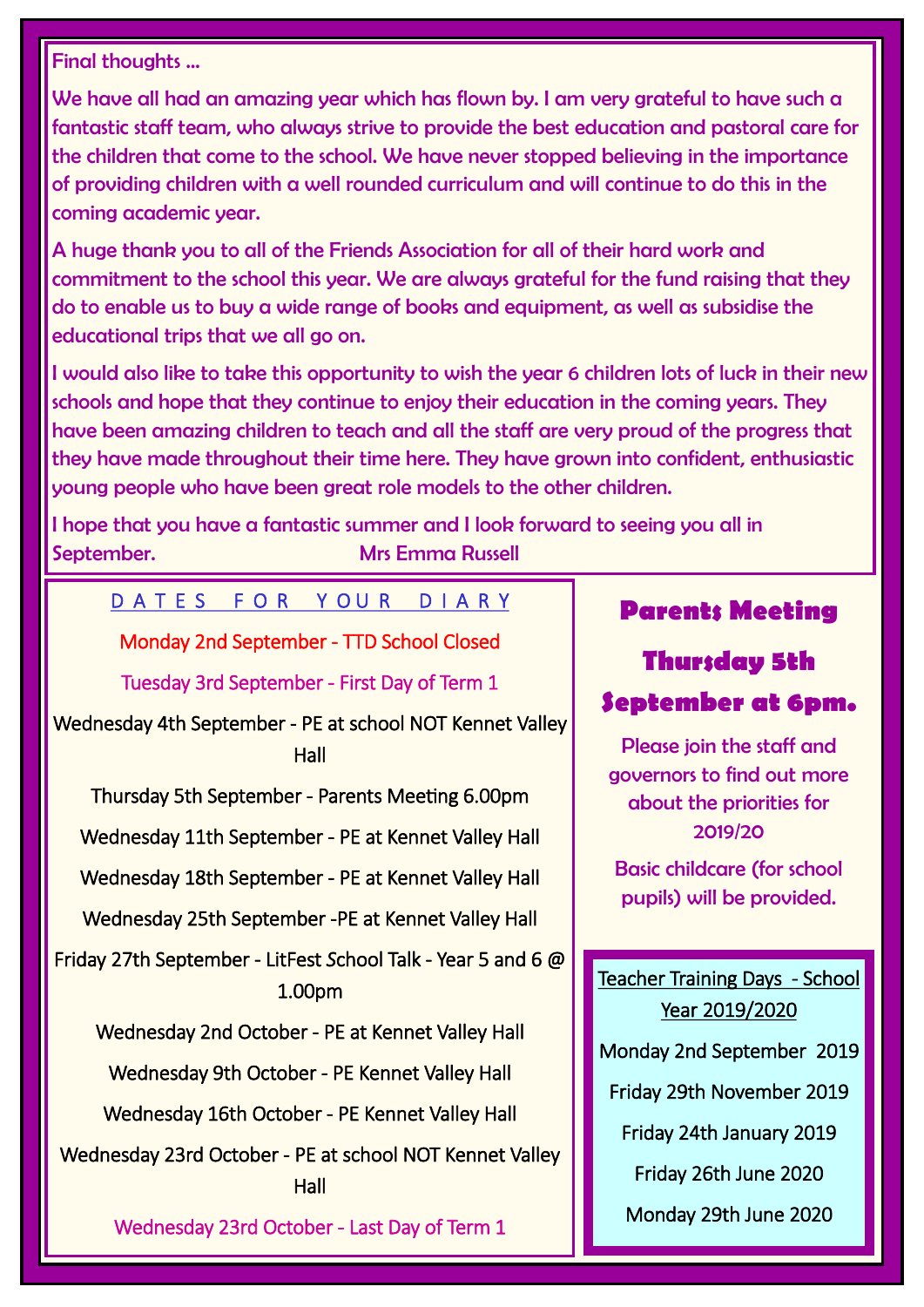Final thoughts …

We have all had an amazing year which has flown by. I am very grateful to have such a fantastic staff team, who always strive to provide the best education and pastoral care for the children that come to the school. We have never stopped believing in the importance of providing children with a well rounded curriculum and will continue to do this in the coming academic year.

A huge thank you to all of the Friends Association for all of their hard work and commitment to the school this year. We are always grateful for the fund raising that they do to enable us to buy a wide range of books and equipment, as well as subsidise the educational trips that we all go on.

I would also like to take this opportunity to wish the year 6 children lots of luck in their new schools and hope that they continue to enjoy their education in the coming years. They have been amazing children to teach and all the staff are very proud of the progress that they have made throughout their time here. They have grown into confident, enthusiastic young people who have been great role models to the other children.

I hope that you have a fantastic summer and I look forward to seeing you all in September.

Mrs Emma Russell

## DATES FOR YOUR DIARY

Monday 2nd September - TTD School Closed

Tuesday 3rd September - First Day of Term 1

Wednesday 4th September - PE at school NOT Kennet Valley Hall

Thursday 5th September - Parents Meeting 6.00pm

Wednesday 11th September - PE at Kennet Valley Hall

Wednesday 18th September - PE at Kennet Valley Hall

Wednesday 25th September -PE at Kennet Valley Hall

Friday 27th September - LitFest School Talk - Year 5 and 6 @ 1.00pm

Wednesday 2nd October - PE at Kennet Valley Hall

Wednesday 9th October - PE Kennet Valley Hall

Wednesday 16th October - PE Kennet Valley Hall

Wednesday 23rd October - PE at school NOT Kennet Valley Hall

Wednesday 23rd October - Last Day of Term 1

## Parents Meeting Thursday 5th September at 6pm.

Please join the staff and governors to find out more about the priorities for 2019/20

Basic childcare (for school pupils) will be provided.

Teacher Training Days - School Year 2019/2020

Monday 2nd September 2019

Friday 29th November 2019

Friday 24th January 2019

Friday 26th June 2020

Monday 29th June 2020